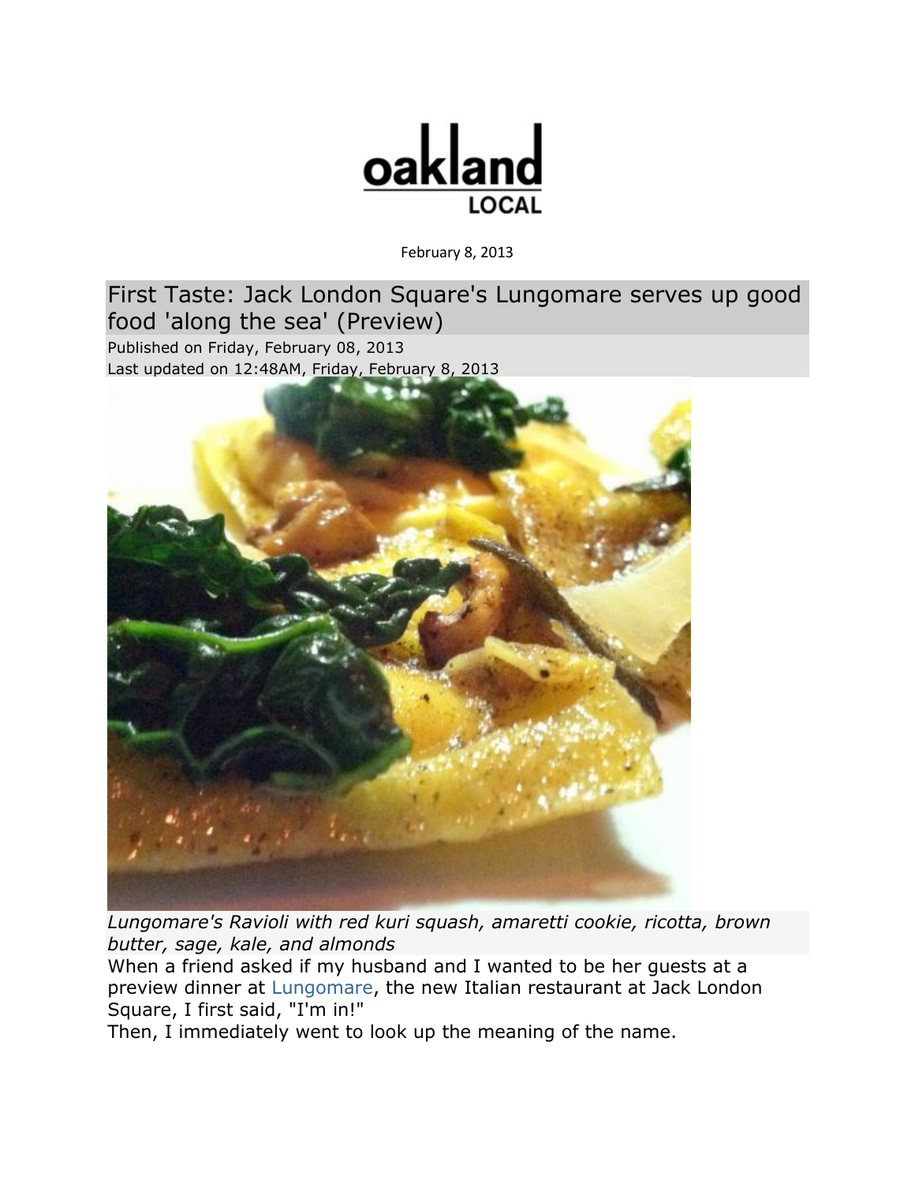oakland LOCAL

February 8, 2013

# First Taste: Jack London Square's Lungomare serves up good food 'along the sea' (Preview)

Published on Friday, February 08, 2013
Last updated on 12:48AM, Friday, February 8, 2013

*Lungomare's Ravioli with red kuri squash, amaretti cookie, ricotta, brown butter, sage, kale, and almonds*

When a friend asked if my husband and I wanted to be her guests at a preview dinner at Lungomare, the new Italian restaurant at Jack London Square, I first said, "I'm in!"

Then, I immediately went to look up the meaning of the name.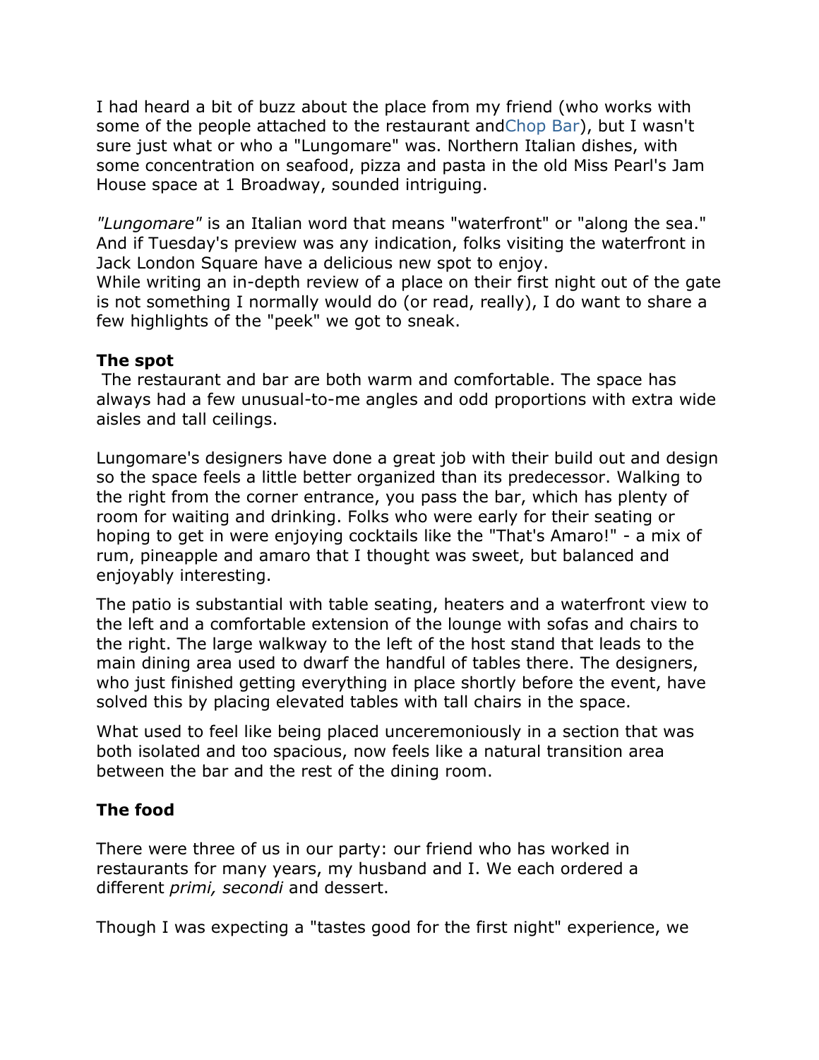I had heard a bit of buzz about the place from my friend (who works with some of the people attached to the restaurant andChop Bar), but I wasn't sure just what or who a "Lungomare" was. Northern Italian dishes, with some concentration on seafood, pizza and pasta in the old Miss Pearl's Jam House space at 1 Broadway, sounded intriguing.

*"Lungomare"* is an Italian word that means "waterfront" or "along the sea." And if Tuesday's preview was any indication, folks visiting the waterfront in Jack London Square have a delicious new spot to enjoy.
While writing an in-depth review of a place on their first night out of the gate is not something I normally would do (or read, really), I do want to share a few highlights of the "peek" we got to sneak.

**The spot**

The restaurant and bar are both warm and comfortable. The space has always had a few unusual-to-me angles and odd proportions with extra wide aisles and tall ceilings.

Lungomare's designers have done a great job with their build out and design so the space feels a little better organized than its predecessor. Walking to the right from the corner entrance, you pass the bar, which has plenty of room for waiting and drinking. Folks who were early for their seating or hoping to get in were enjoying cocktails like the "That's Amaro!" - a mix of rum, pineapple and amaro that I thought was sweet, but balanced and enjoyably interesting.

The patio is substantial with table seating, heaters and a waterfront view to the left and a comfortable extension of the lounge with sofas and chairs to the right. The large walkway to the left of the host stand that leads to the main dining area used to dwarf the handful of tables there. The designers, who just finished getting everything in place shortly before the event, have solved this by placing elevated tables with tall chairs in the space.

What used to feel like being placed unceremoniously in a section that was both isolated and too spacious, now feels like a natural transition area between the bar and the rest of the dining room.

**The food**

There were three of us in our party: our friend who has worked in restaurants for many years, my husband and I. We each ordered a different *primi, secondi* and dessert.

Though I was expecting a "tastes good for the first night" experience, we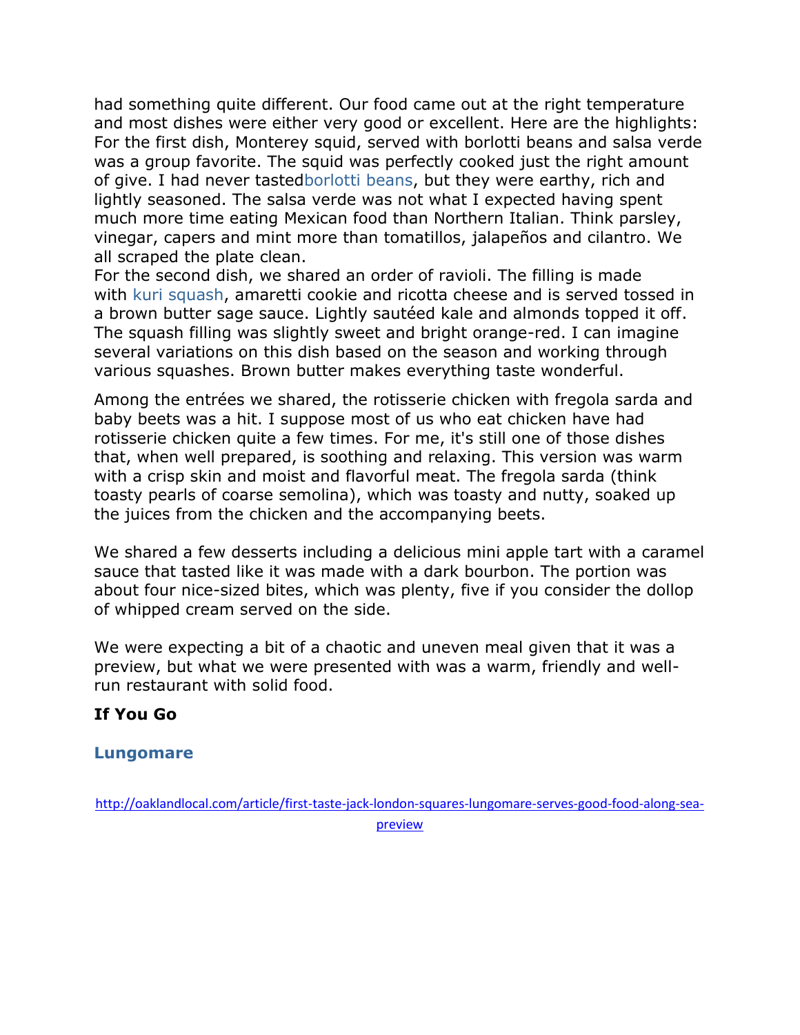had something quite different. Our food came out at the right temperature and most dishes were either very good or excellent. Here are the highlights:
For the first dish, Monterey squid, served with borlotti beans and salsa verde was a group favorite. The squid was perfectly cooked just the right amount of give. I had never tastedborlotti beans, but they were earthy, rich and lightly seasoned. The salsa verde was not what I expected having spent much more time eating Mexican food than Northern Italian. Think parsley, vinegar, capers and mint more than tomatillos, jalapeños and cilantro. We all scraped the plate clean.
For the second dish, we shared an order of ravioli. The filling is made with kuri squash, amaretti cookie and ricotta cheese and is served tossed in a brown butter sage sauce. Lightly sautéed kale and almonds topped it off. The squash filling was slightly sweet and bright orange-red. I can imagine several variations on this dish based on the season and working through various squashes. Brown butter makes everything taste wonderful.

Among the entrées we shared, the rotisserie chicken with fregola sarda and baby beets was a hit. I suppose most of us who eat chicken have had rotisserie chicken quite a few times. For me, it's still one of those dishes that, when well prepared, is soothing and relaxing. This version was warm with a crisp skin and moist and flavorful meat. The fregola sarda (think toasty pearls of coarse semolina), which was toasty and nutty, soaked up the juices from the chicken and the accompanying beets.

We shared a few desserts including a delicious mini apple tart with a caramel sauce that tasted like it was made with a dark bourbon. The portion was about four nice-sized bites, which was plenty, five if you consider the dollop of whipped cream served on the side.

We were expecting a bit of a chaotic and uneven meal given that it was a preview, but what we were presented with was a warm, friendly and well-run restaurant with solid food.

**If You Go**

**Lungomare**

http://oaklandlocal.com/article/first-taste-jack-london-squares-lungomare-serves-good-food-along-sea-preview